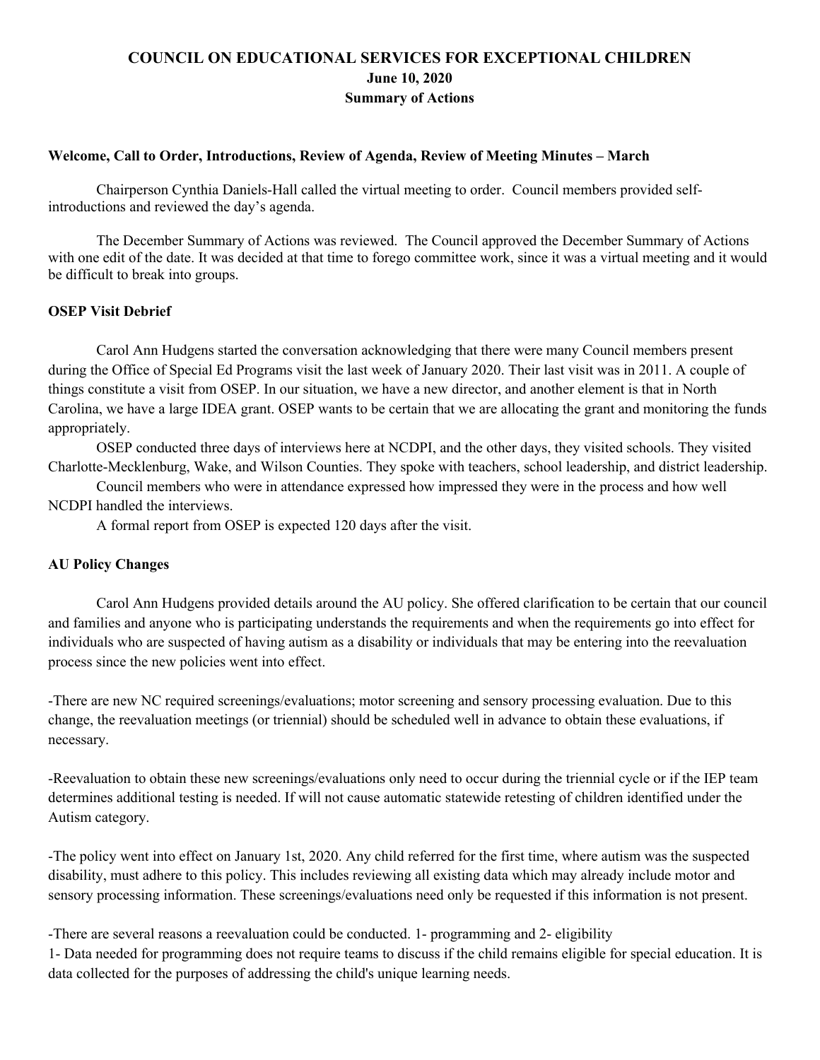# COUNCIL ON EDUCATIONAL SERVICES FOR EXCEPTIONAL CHILDREN

**June 10, 2020**

**Summary of Actions**

### Welcome, Call to Order, Introductions, Review of Agenda, Review of Meeting Minutes – March

Chairperson Cynthia Daniels-Hall called the virtual meeting to order. Council members provided self-introductions and reviewed the day's agenda.

The December Summary of Actions was reviewed. The Council approved the December Summary of Actions with one edit of the date. It was decided at that time to forego committee work, since it was a virtual meeting and it would be difficult to break into groups.

### OSEP Visit Debrief

Carol Ann Hudgens started the conversation acknowledging that there were many Council members present during the Office of Special Ed Programs visit the last week of January 2020. Their last visit was in 2011. A couple of things constitute a visit from OSEP. In our situation, we have a new director, and another element is that in North Carolina, we have a large IDEA grant. OSEP wants to be certain that we are allocating the grant and monitoring the funds appropriately.

OSEP conducted three days of interviews here at NCDPI, and the other days, they visited schools. They visited Charlotte-Mecklenburg, Wake, and Wilson Counties. They spoke with teachers, school leadership, and district leadership.

Council members who were in attendance expressed how impressed they were in the process and how well NCDPI handled the interviews.

A formal report from OSEP is expected 120 days after the visit.

### AU Policy Changes

Carol Ann Hudgens provided details around the AU policy. She offered clarification to be certain that our council and families and anyone who is participating understands the requirements and when the requirements go into effect for individuals who are suspected of having autism as a disability or individuals that may be entering into the reevaluation process since the new policies went into effect.

-There are new NC required screenings/evaluations; motor screening and sensory processing evaluation. Due to this change, the reevaluation meetings (or triennial) should be scheduled well in advance to obtain these evaluations, if necessary.

-Reevaluation to obtain these new screenings/evaluations only need to occur during the triennial cycle or if the IEP team determines additional testing is needed. If will not cause automatic statewide retesting of children identified under the Autism category.

-The policy went into effect on January 1st, 2020. Any child referred for the first time, where autism was the suspected disability, must adhere to this policy. This includes reviewing all existing data which may already include motor and sensory processing information. These screenings/evaluations need only be requested if this information is not present.

-There are several reasons a reevaluation could be conducted. 1- programming and 2- eligibility
1- Data needed for programming does not require teams to discuss if the child remains eligible for special education. It is data collected for the purposes of addressing the child's unique learning needs.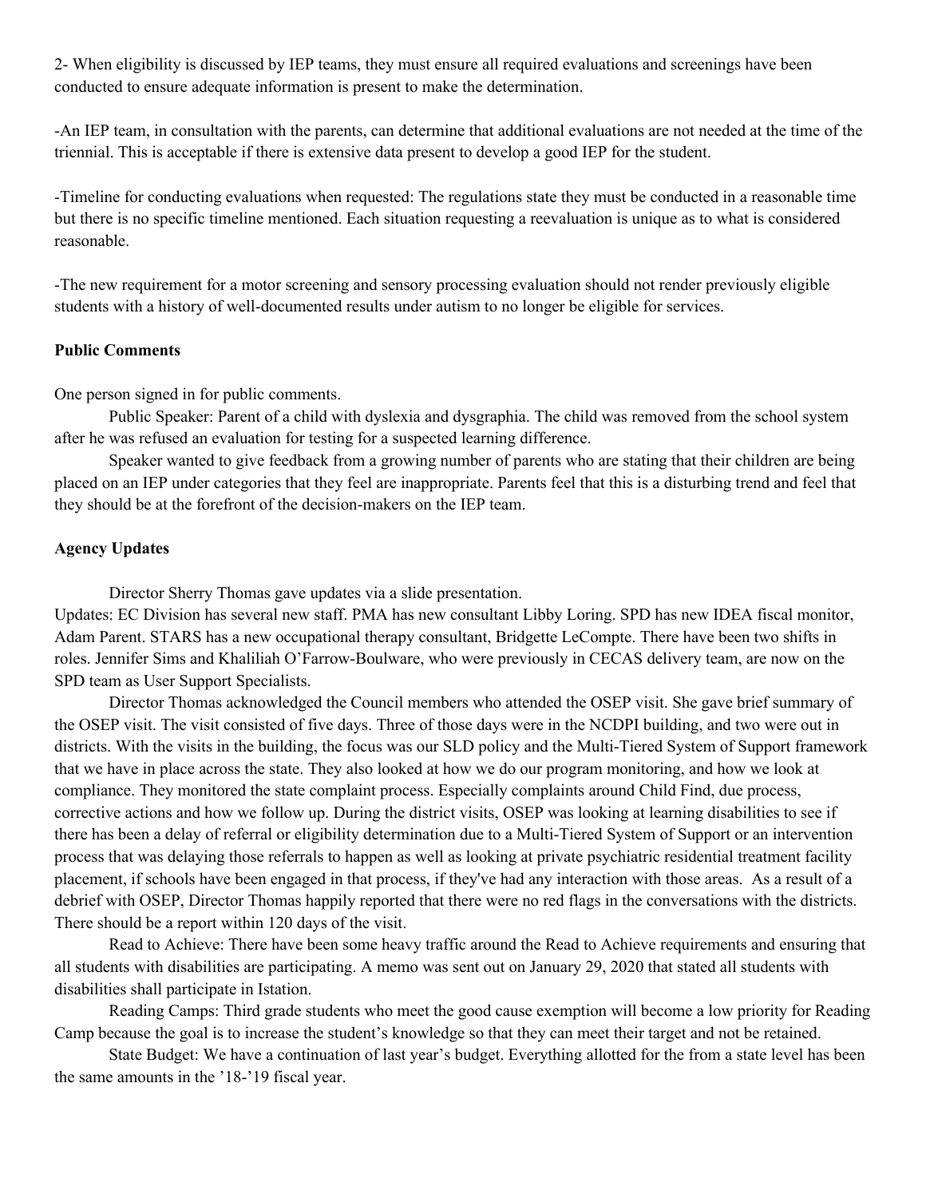2- When eligibility is discussed by IEP teams, they must ensure all required evaluations and screenings have been conducted to ensure adequate information is present to make the determination.

-An IEP team, in consultation with the parents, can determine that additional evaluations are not needed at the time of the triennial. This is acceptable if there is extensive data present to develop a good IEP for the student.

-Timeline for conducting evaluations when requested: The regulations state they must be conducted in a reasonable time but there is no specific timeline mentioned. Each situation requesting a reevaluation is unique as to what is considered reasonable.

-The new requirement for a motor screening and sensory processing evaluation should not render previously eligible students with a history of well-documented results under autism to no longer be eligible for services.

**Public Comments**

One person signed in for public comments.

Public Speaker: Parent of a child with dyslexia and dysgraphia. The child was removed from the school system after he was refused an evaluation for testing for a suspected learning difference.

Speaker wanted to give feedback from a growing number of parents who are stating that their children are being placed on an IEP under categories that they feel are inappropriate. Parents feel that this is a disturbing trend and feel that they should be at the forefront of the decision-makers on the IEP team.

**Agency Updates**

Director Sherry Thomas gave updates via a slide presentation.

Updates: EC Division has several new staff. PMA has new consultant Libby Loring. SPD has new IDEA fiscal monitor, Adam Parent. STARS has a new occupational therapy consultant, Bridgette LeCompte. There have been two shifts in roles. Jennifer Sims and Khaliliah O'Farrow-Boulware, who were previously in CECAS delivery team, are now on the SPD team as User Support Specialists.

Director Thomas acknowledged the Council members who attended the OSEP visit. She gave brief summary of the OSEP visit. The visit consisted of five days. Three of those days were in the NCDPI building, and two were out in districts. With the visits in the building, the focus was our SLD policy and the Multi-Tiered System of Support framework that we have in place across the state. They also looked at how we do our program monitoring, and how we look at compliance. They monitored the state complaint process. Especially complaints around Child Find, due process, corrective actions and how we follow up. During the district visits, OSEP was looking at learning disabilities to see if there has been a delay of referral or eligibility determination due to a Multi-Tiered System of Support or an intervention process that was delaying those referrals to happen as well as looking at private psychiatric residential treatment facility placement, if schools have been engaged in that process, if they've had any interaction with those areas. As a result of a debrief with OSEP, Director Thomas happily reported that there were no red flags in the conversations with the districts. There should be a report within 120 days of the visit.

Read to Achieve: There have been some heavy traffic around the Read to Achieve requirements and ensuring that all students with disabilities are participating. A memo was sent out on January 29, 2020 that stated all students with disabilities shall participate in Istation.

Reading Camps: Third grade students who meet the good cause exemption will become a low priority for Reading Camp because the goal is to increase the student's knowledge so that they can meet their target and not be retained.

State Budget: We have a continuation of last year's budget. Everything allotted for the from a state level has been the same amounts in the '18-'19 fiscal year.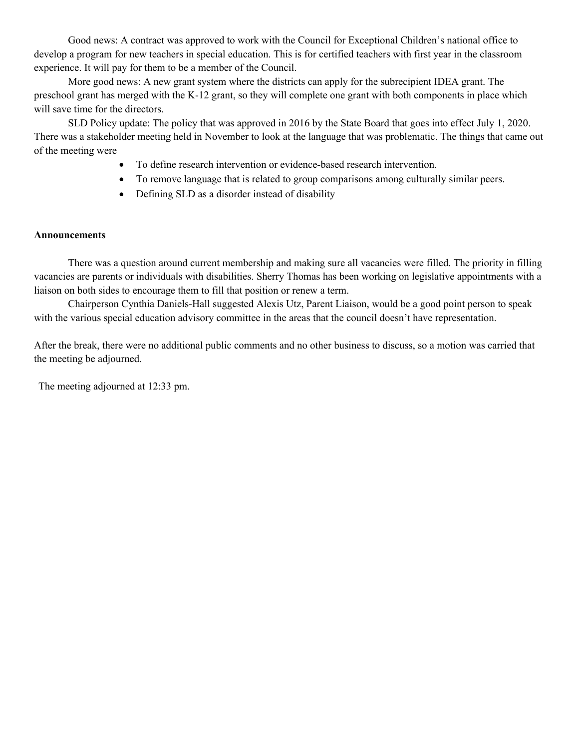Good news: A contract was approved to work with the Council for Exceptional Children's national office to develop a program for new teachers in special education. This is for certified teachers with first year in the classroom experience. It will pay for them to be a member of the Council.

More good news: A new grant system where the districts can apply for the subrecipient IDEA grant. The preschool grant has merged with the K-12 grant, so they will complete one grant with both components in place which will save time for the directors.

SLD Policy update: The policy that was approved in 2016 by the State Board that goes into effect July 1, 2020. There was a stakeholder meeting held in November to look at the language that was problematic. The things that came out of the meeting were

- To define research intervention or evidence-based research intervention.
- To remove language that is related to group comparisons among culturally similar peers.
- Defining SLD as a disorder instead of disability

**Announcements**

There was a question around current membership and making sure all vacancies were filled. The priority in filling vacancies are parents or individuals with disabilities. Sherry Thomas has been working on legislative appointments with a liaison on both sides to encourage them to fill that position or renew a term.

Chairperson Cynthia Daniels-Hall suggested Alexis Utz, Parent Liaison, would be a good point person to speak with the various special education advisory committee in the areas that the council doesn't have representation.

After the break, there were no additional public comments and no other business to discuss, so a motion was carried that the meeting be adjourned.

The meeting adjourned at 12:33 pm.